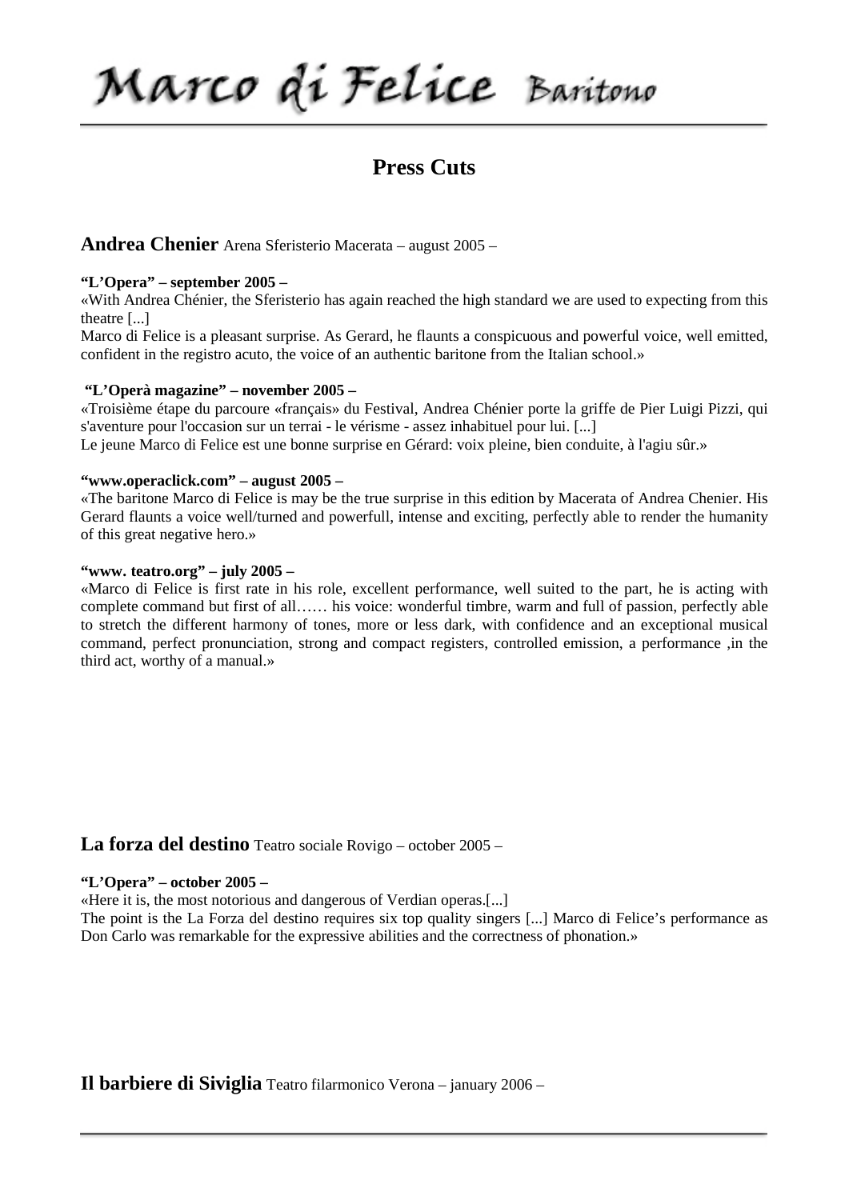# Marco di Felice Baritono

## Press Cuts

### **Andrea Chenier** Arena Sferisterio Macerata – august 2005 –

**"L'Opera" – september 2005 –**

«With Andrea Chénier, the Sferisterio has again reached the high standard we are used to expecting from this theatre [...]
Marco di Felice is a pleasant surprise. As Gerard, he flaunts a conspicuous and powerful voice, well emitted, confident in the registro acuto, the voice of an authentic baritone from the Italian school.»

**"L'Operà magazine" – november 2005 –**

«Troisième étape du parcoure «français» du Festival, Andrea Chénier porte la griffe de Pier Luigi Pizzi, qui s'aventure pour l'occasion sur un terrai - le vérisme - assez inhabituel pour lui. [...]
Le jeune Marco di Felice est une bonne surprise en Gérard: voix pleine, bien conduite, à l'agiu sûr.»

**"www.operaclick.com" – august 2005 –**

«The baritone Marco di Felice is may be the true surprise in this edition by Macerata of Andrea Chenier. His Gerard flaunts a voice well/turned and powerfull, intense and exciting, perfectly able to render the humanity of this great negative hero.»

**"www. teatro.org" – july 2005 –**

«Marco di Felice is first rate in his role, excellent performance, well suited to the part, he is acting with complete command but first of all…… his voice: wonderful timbre, warm and full of passion, perfectly able to stretch the different harmony of tones, more or less dark, with confidence and an exceptional musical command, perfect pronunciation, strong and compact registers, controlled emission, a performance ,in the third act, worthy of a manual.»

### **La forza del destino** Teatro sociale Rovigo – october 2005 –

**"L'Opera" – october 2005 –**

«Here it is, the most notorious and dangerous of Verdian operas.[...]
The point is the La Forza del destino requires six top quality singers [...] Marco di Felice's performance as Don Carlo was remarkable for the expressive abilities and the correctness of phonation.»

### **Il barbiere di Siviglia** Teatro filarmonico Verona – january 2006 –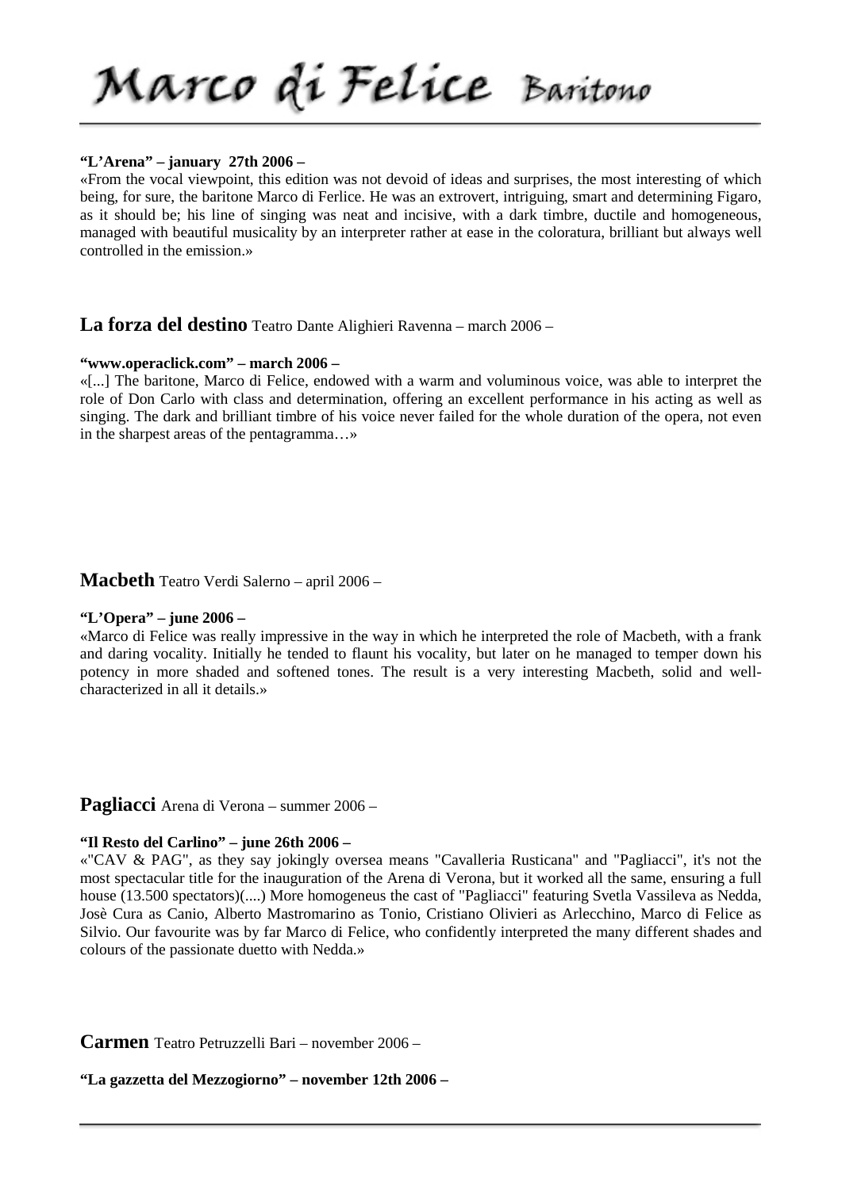**"L'Arena" – january 27th 2006 –**

«From the vocal viewpoint, this edition was not devoid of ideas and surprises, the most interesting of which being, for sure, the baritone Marco di Ferlice. He was an extrovert, intriguing, smart and determining Figaro, as it should be; his line of singing was neat and incisive, with a dark timbre, ductile and homogeneous, managed with beautiful musicality by an interpreter rather at ease in the coloratura, brilliant but always well controlled in the emission.»

## **La forza del destino** Teatro Dante Alighieri Ravenna – march 2006 –

**"www.operaclick.com" – march 2006 –**

«[...] The baritone, Marco di Felice, endowed with a warm and voluminous voice, was able to interpret the role of Don Carlo with class and determination, offering an excellent performance in his acting as well as singing. The dark and brilliant timbre of his voice never failed for the whole duration of the opera, not even in the sharpest areas of the pentagramma…»

## **Macbeth** Teatro Verdi Salerno – april 2006 –

**"L'Opera" – june 2006 –**

«Marco di Felice was really impressive in the way in which he interpreted the role of Macbeth, with a frank and daring vocality. Initially he tended to flaunt his vocality, but later on he managed to temper down his potency in more shaded and softened tones. The result is a very interesting Macbeth, solid and well-characterized in all it details.»

## **Pagliacci** Arena di Verona – summer 2006 –

**"Il Resto del Carlino" – june 26th 2006 –**

«"CAV & PAG", as they say jokingly oversea means "Cavalleria Rusticana" and "Pagliacci", it's not the most spectacular title for the inauguration of the Arena di Verona, but it worked all the same, ensuring a full house (13.500 spectators)(....) More homogeneus the cast of "Pagliacci" featuring Svetla Vassileva as Nedda, Josè Cura as Canio, Alberto Mastromarino as Tonio, Cristiano Olivieri as Arlecchino, Marco di Felice as Silvio. Our favourite was by far Marco di Felice, who confidently interpreted the many different shades and colours of the passionate duetto with Nedda.»

## **Carmen** Teatro Petruzzelli Bari – november 2006 –

**"La gazzetta del Mezzogiorno" – november 12th 2006 –**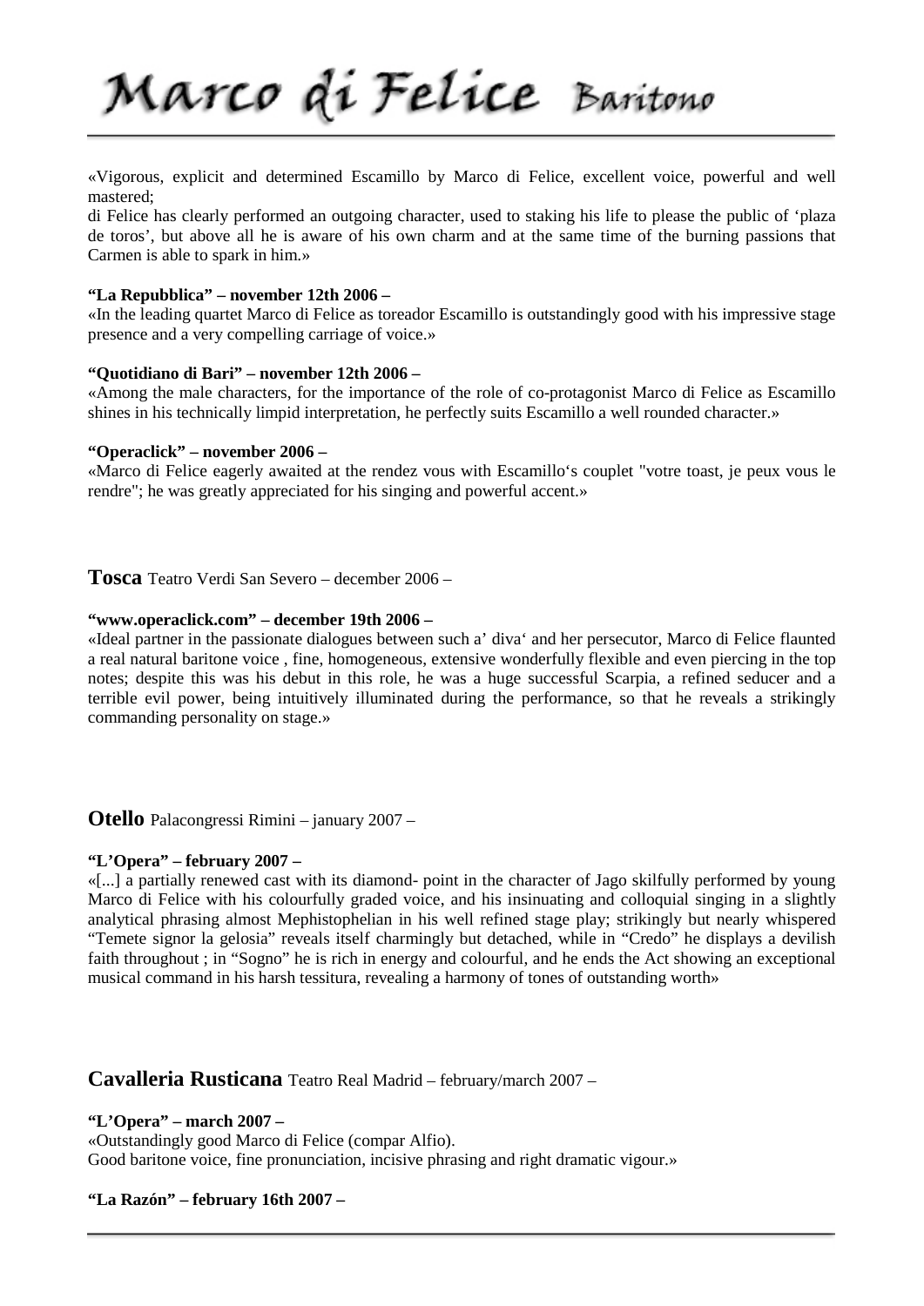«Vigorous, explicit and determined Escamillo by Marco di Felice, excellent voice, powerful and well mastered;
di Felice has clearly performed an outgoing character, used to staking his life to please the public of ‘plaza de toros’, but above all he is aware of his own charm and at the same time of the burning passions that Carmen is able to spark in him.»

**“La Repubblica” – november 12th 2006 –**
«In the leading quartet Marco di Felice as toreador Escamillo is outstandingly good with his impressive stage presence and a very compelling carriage of voice.»

**“Quotidiano di Bari” – november 12th 2006 –**
«Among the male characters, for the importance of the role of co-protagonist Marco di Felice as Escamillo shines in his technically limpid interpretation, he perfectly suits Escamillo a well rounded character.»

**“Operaclick” – november 2006 –**
«Marco di Felice eagerly awaited at the rendez vous with Escamillo‘s couplet "votre toast, je peux vous le rendre"; he was greatly appreciated for his singing and powerful accent.»

## **Tosca** Teatro Verdi San Severo – december 2006 –

**“www.operaclick.com” – december 19th 2006 –**
«Ideal partner in the passionate dialogues between such a’ diva‘ and her persecutor, Marco di Felice flaunted a real natural baritone voice , fine, homogeneous, extensive wonderfully flexible and even piercing in the top notes; despite this was his debut in this role, he was a huge successful Scarpia, a refined seducer and a terrible evil power, being intuitively illuminated during the performance, so that he reveals a strikingly commanding personality on stage.»

## **Otello** Palacongressi Rimini – january 2007 –

**“L’Opera” – february 2007 –**
«[...] a partially renewed cast with its diamond- point in the character of Jago skilfully performed by young Marco di Felice with his colourfully graded voice, and his insinuating and colloquial singing in a slightly analytical phrasing almost Mephistophelian in his well refined stage play; strikingly but nearly whispered “Temete signor la gelosia” reveals itself charmingly but detached, while in “Credo” he displays a devilish faith throughout ; in “Sogno” he is rich in energy and colourful, and he ends the Act showing an exceptional musical command in his harsh tessitura, revealing a harmony of tones of outstanding worth»

## **Cavalleria Rusticana** Teatro Real Madrid – february/march 2007 –

**“L’Opera” – march 2007 –**
«Outstandingly good Marco di Felice (compar Alfio).
Good baritone voice, fine pronunciation, incisive phrasing and right dramatic vigour.»

**“La Razón” – february 16th 2007 –**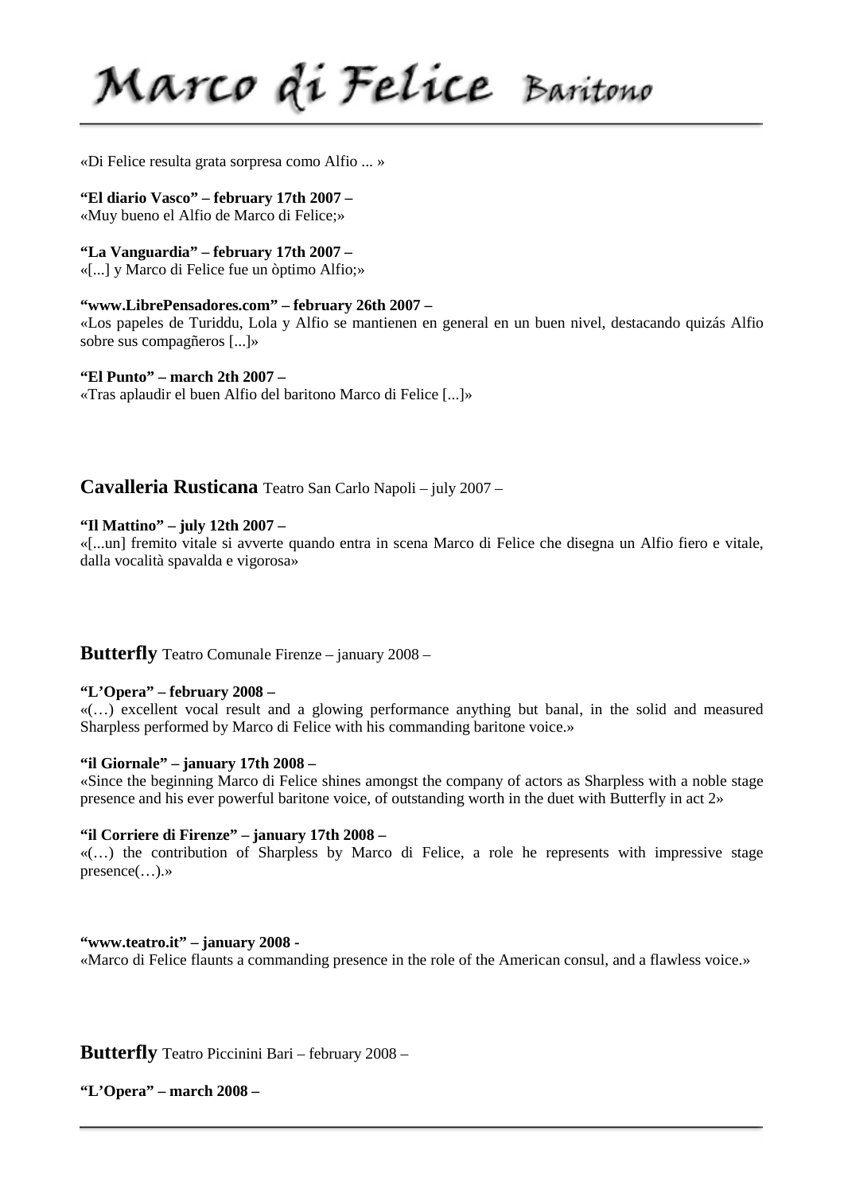«Di Felice resulta grata sorpresa como Alfio ... »

**"El diario Vasco" – february 17th 2007 –**
«Muy bueno el Alfio de Marco di Felice;»

**"La Vanguardia" – february 17th 2007 –**
«[...] y Marco di Felice fue un òptimo Alfio;»

**"www.LibrePensadores.com" – february 26th 2007 –**
«Los papeles de Turiddu, Lola y Alfio se mantienen en general en un buen nivel, destacando quizás Alfio sobre sus compagñeros [...]»

**"El Punto" – march 2th 2007 –**
«Tras aplaudir el buen Alfio del baritono Marco di Felice [...]»

## **Cavalleria Rusticana** Teatro San Carlo Napoli – july 2007 –

**"Il Mattino" – july 12th 2007 –**
«[...un] fremito vitale si avverte quando entra in scena Marco di Felice che disegna un Alfio fiero e vitale, dalla vocalità spavalda e vigorosa»

## **Butterfly** Teatro Comunale Firenze – january 2008 –

**"L'Opera" – february 2008 –**
«(…) excellent vocal result and a glowing performance anything but banal, in the solid and measured Sharpless performed by Marco di Felice with his commanding baritone voice.»

**"il Giornale" – january 17th 2008 –**
«Since the beginning Marco di Felice shines amongst the company of actors as Sharpless with a noble stage presence and his ever powerful baritone voice, of outstanding worth in the duet with Butterfly in act 2»

**"il Corriere di Firenze" – january 17th 2008 –**
«(…) the contribution of Sharpless by Marco di Felice, a role he represents with impressive stage presence(…).»

**"www.teatro.it" – january 2008 -**
«Marco di Felice flaunts a commanding presence in the role of the American consul, and a flawless voice.»

## **Butterfly** Teatro Piccinini Bari – february 2008 –

**"L'Opera" – march 2008 –**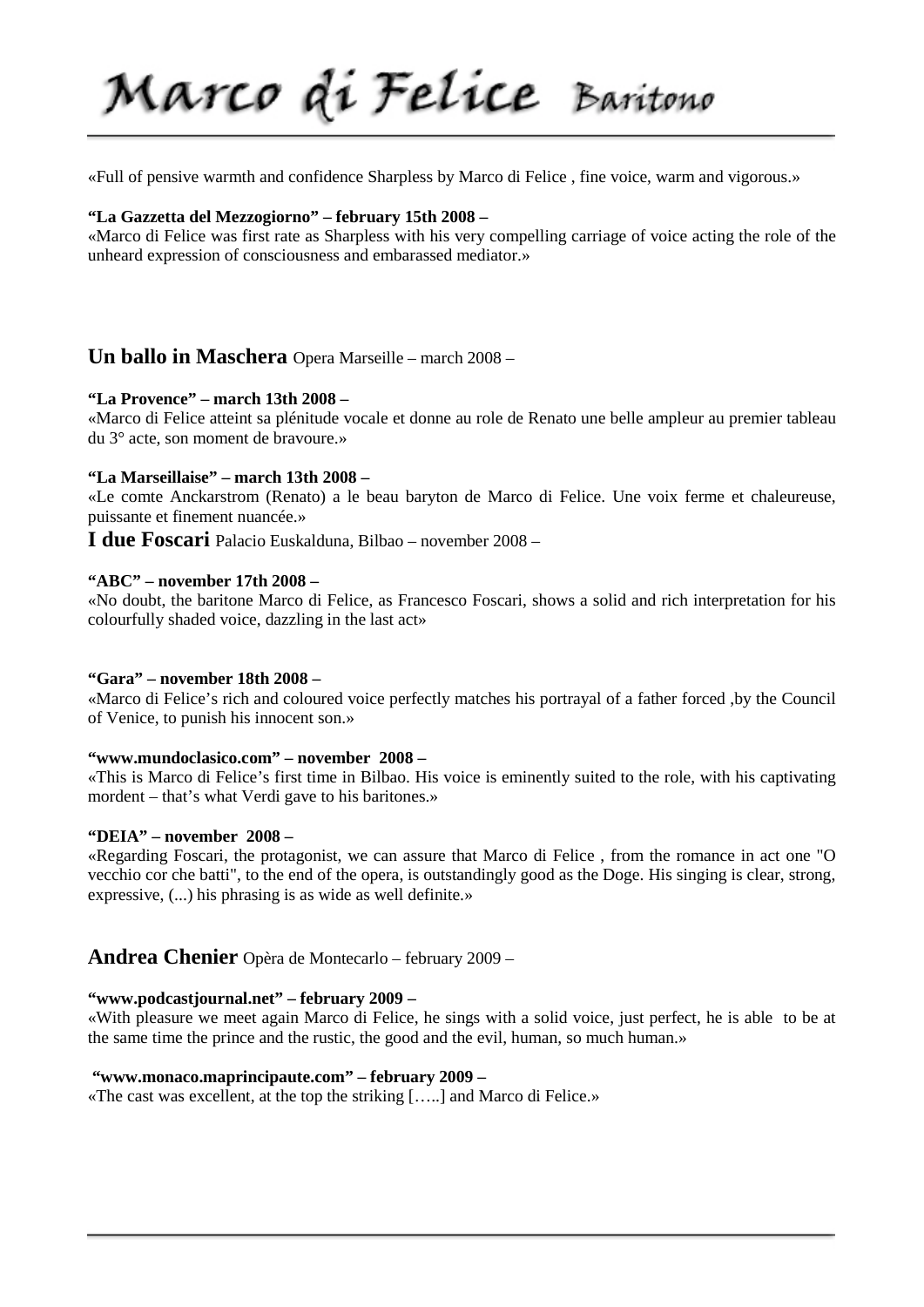«Full of pensive warmth and confidence Sharpless by Marco di Felice , fine voice, warm and vigorous.»

**“La Gazzetta del Mezzogiorno” – february 15th 2008 –**
«Marco di Felice was first rate as Sharpless with his very compelling carriage of voice acting the role of the unheard expression of consciousness and embarassed mediator.»

## Un ballo in Maschera Opera Marseille – march 2008 –

**“La Provence” – march 13th 2008 –**
«Marco di Felice atteint sa plénitude vocale et donne au role de Renato une belle ampleur au premier tableau du 3° acte, son moment de bravoure.»

**“La Marseillaise” – march 13th 2008 –**
«Le comte Anckarstrom (Renato) a le beau baryton de Marco di Felice. Une voix ferme et chaleureuse, puissante et finement nuancée.»

## I due Foscari Palacio Euskalduna, Bilbao – november 2008 –

**“ABC” – november 17th 2008 –**
«No doubt, the baritone Marco di Felice, as Francesco Foscari, shows a solid and rich interpretation for his colourfully shaded voice, dazzling in the last act»

**“Gara” – november 18th 2008 –**
«Marco di Felice’s rich and coloured voice perfectly matches his portrayal of a father forced ,by the Council of Venice, to punish his innocent son.»

**“www.mundoclasico.com” – november 2008 –**
«This is Marco di Felice’s first time in Bilbao. His voice is eminently suited to the role, with his captivating mordent – that’s what Verdi gave to his baritones.»

**“DEIA” – november 2008 –**
«Regarding Foscari, the protagonist, we can assure that Marco di Felice , from the romance in act one "O vecchio cor che batti", to the end of the opera, is outstandingly good as the Doge. His singing is clear, strong, expressive, (...) his phrasing is as wide as well definite.»

## Andrea Chenier Opèra de Montecarlo – february 2009 –

**“www.podcastjournal.net” – february 2009 –**
«With pleasure we meet again Marco di Felice, he sings with a solid voice, just perfect, he is able to be at the same time the prince and the rustic, the good and the evil, human, so much human.»

**“www.monaco.maprincipaute.com” – february 2009 –**
«The cast was excellent, at the top the striking […..] and Marco di Felice.»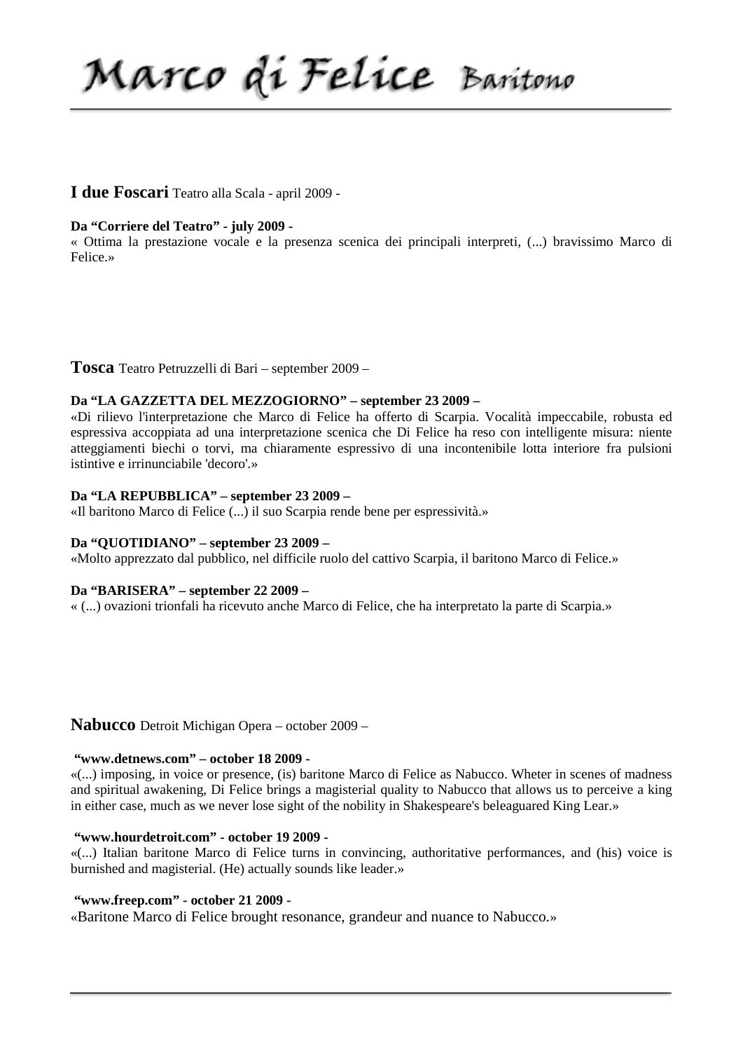**I due Foscari** Teatro alla Scala - april 2009 -

**Da "Corriere del Teatro" - july 2009 -**
« Ottima la prestazione vocale e la presenza scenica dei principali interpreti, (...) bravissimo Marco di Felice.»

**Tosca** Teatro Petruzzelli di Bari – september 2009 –

**Da "LA GAZZETTA DEL MEZZOGIORNO" – september 23 2009 –**
«Di rilievo l'interpretazione che Marco di Felice ha offerto di Scarpia. Vocalità impeccabile, robusta ed espressiva accoppiata ad una interpretazione scenica che Di Felice ha reso con intelligente misura: niente atteggiamenti biechi o torvi, ma chiaramente espressivo di una incontenibile lotta interiore fra pulsioni istintive e irrinunciabile 'decoro'.»

**Da "LA REPUBBLICA" – september 23 2009 –**
«Il baritono Marco di Felice (...) il suo Scarpia rende bene per espressività.»

**Da "QUOTIDIANO" – september 23 2009 –**
«Molto apprezzato dal pubblico, nel difficile ruolo del cattivo Scarpia, il baritono Marco di Felice.»

**Da "BARISERA" – september 22 2009 –**
« (...) ovazioni trionfali ha ricevuto anche Marco di Felice, che ha interpretato la parte di Scarpia.»

**Nabucco** Detroit Michigan Opera – october 2009 –

**"www.detnews.com" – october 18 2009 -**
«(...) imposing, in voice or presence, (is) baritone Marco di Felice as Nabucco. Wheter in scenes of madness and spiritual awakening, Di Felice brings a magisterial quality to Nabucco that allows us to perceive a king in either case, much as we never lose sight of the nobility in Shakespeare's beleaguared King Lear.»

**"www.hourdetroit.com" - october 19 2009 -**
«(...) Italian baritone Marco di Felice turns in convincing, authoritative performances, and (his) voice is burnished and magisterial. (He) actually sounds like leader.»

**"www.freep.com" - october 21 2009 -**
«Baritone Marco di Felice brought resonance, grandeur and nuance to Nabucco.»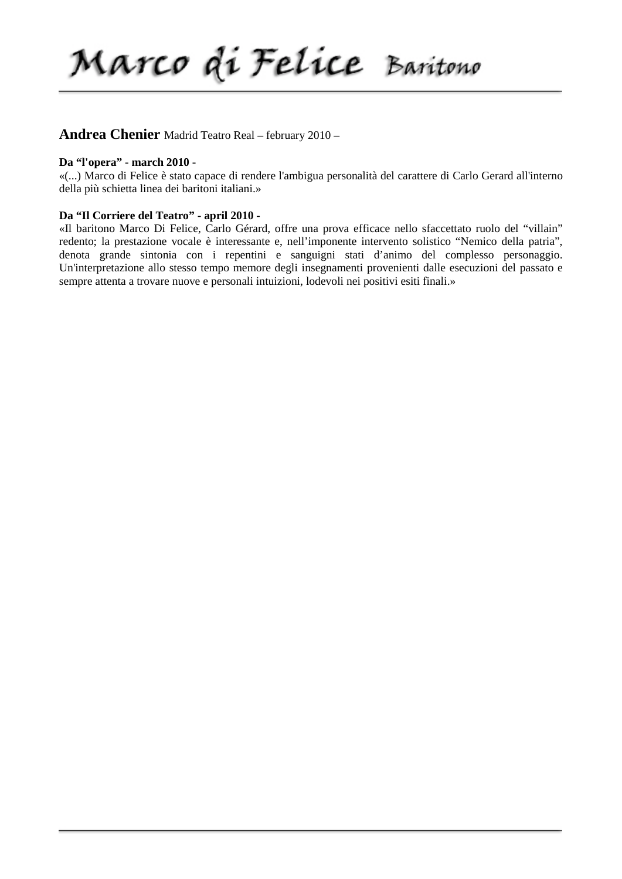**Andrea Chenier** Madrid Teatro Real – february 2010 –

**Da "l'opera" - march 2010 -**
«(...) Marco di Felice è stato capace di rendere l'ambigua personalità del carattere di Carlo Gerard all'interno della più schietta linea dei baritoni italiani.»

**Da "Il Corriere del Teatro" - april 2010 -**
«Il baritono Marco Di Felice, Carlo Gérard, offre una prova efficace nello sfaccettato ruolo del "villain" redento; la prestazione vocale è interessante e, nell'imponente intervento solistico "Nemico della patria", denota grande sintonia con i repentini e sanguigni stati d'animo del complesso personaggio. Un'interpretazione allo stesso tempo memore degli insegnamenti provenienti dalle esecuzioni del passato e sempre attenta a trovare nuove e personali intuizioni, lodevoli nei positivi esiti finali.»